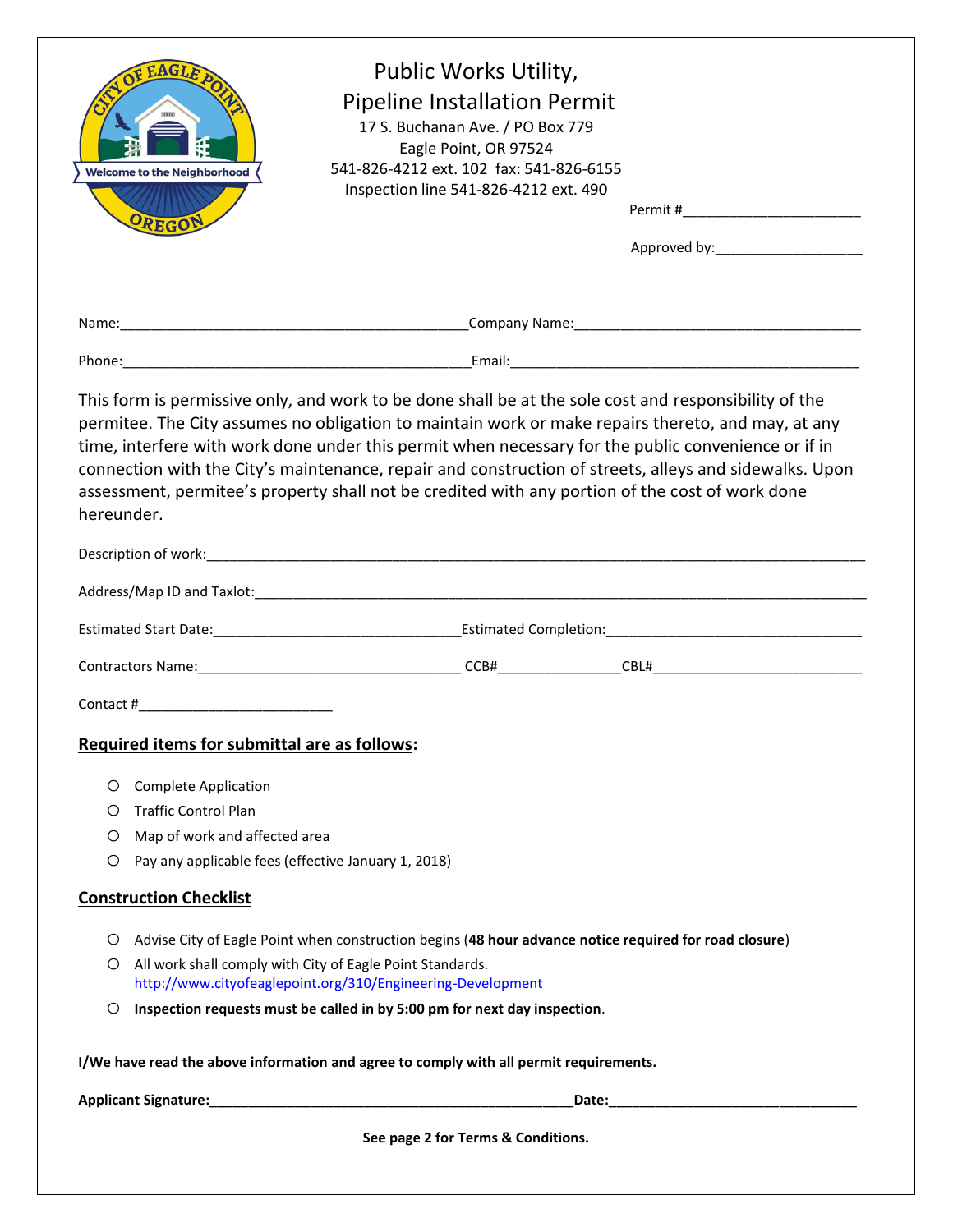# Public Works Utility, Pipeline Installation Permit

17 S. Buchanan Ave. / PO Box 779
Eagle Point, OR 97524
541-826-4212 ext. 102 fax: 541-826-6155
Inspection line 541-826-4212 ext. 490

Permit #______________________

Approved by:__________________

Name:___________________________________________Company Name:____________________________________

Phone:___________________________________________Email:_____________________________________________

This form is permissive only, and work to be done shall be at the sole cost and responsibility of the permitee. The City assumes no obligation to maintain work or make repairs thereto, and may, at any time, interfere with work done under this permit when necessary for the public convenience or if in connection with the City's maintenance, repair and construction of streets, alleys and sidewalks. Upon assessment, permitee's property shall not be credited with any portion of the cost of work done hereunder.

Description of work:___________________________________________________________________________________

Address/Map ID and Taxlot:_____________________________________________________________________________

Estimated Start Date:_______________________________Estimated Completion:_________________________________

Contractors Name:_________________________________ CCB#_______________CBL#___________________________

Contact #________________________

## Required items for submittal are as follows:

- Complete Application
- Traffic Control Plan
- Map of work and affected area
- Pay any applicable fees (effective January 1, 2018)

## Construction Checklist

- Advise City of Eagle Point when construction begins (**48 hour advance notice required for road closure**)
- All work shall comply with City of Eagle Point Standards. http://www.cityofeaglepoint.org/310/Engineering-Development
- **Inspection requests must be called in by 5:00 pm for next day inspection**.

**I/We have read the above information and agree to comply with all permit requirements.**

**Applicant Signature:_______________________________________________Date:________________________________**

**See page 2 for Terms & Conditions.**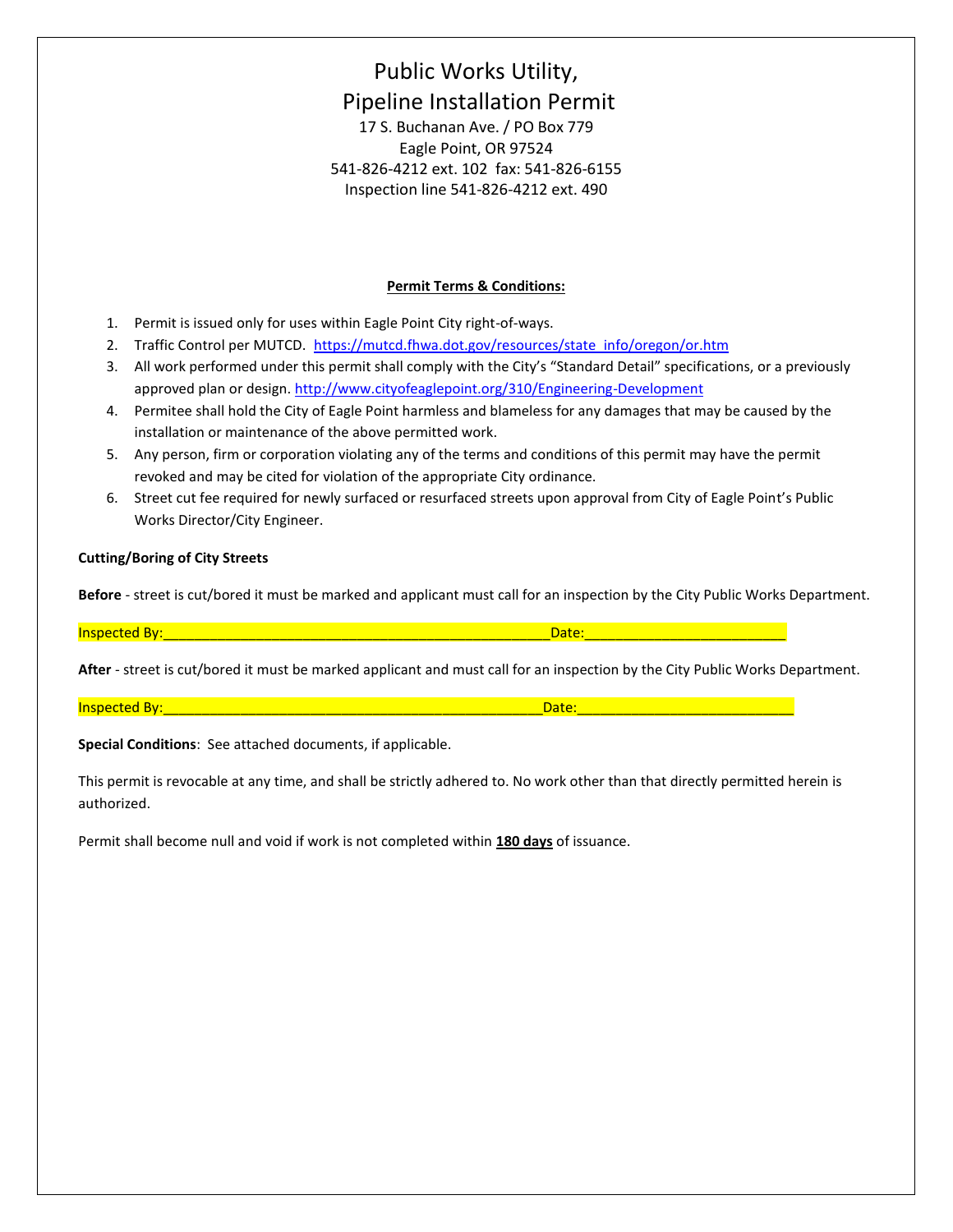# Public Works Utility, Pipeline Installation Permit

17 S. Buchanan Ave. / PO Box 779
Eagle Point, OR 97524
541-826-4212 ext. 102 fax: 541-826-6155
Inspection line 541-826-4212 ext. 490

**Permit Terms & Conditions:**

1. Permit is issued only for uses within Eagle Point City right-of-ways.
2. Traffic Control per MUTCD. https://mutcd.fhwa.dot.gov/resources/state_info/oregon/or.htm
3. All work performed under this permit shall comply with the City's "Standard Detail" specifications, or a previously approved plan or design. http://www.cityofeaglepoint.org/310/Engineering-Development
4. Permitee shall hold the City of Eagle Point harmless and blameless for any damages that may be caused by the installation or maintenance of the above permitted work.
5. Any person, firm or corporation violating any of the terms and conditions of this permit may have the permit revoked and may be cited for violation of the appropriate City ordinance.
6. Street cut fee required for newly surfaced or resurfaced streets upon approval from City of Eagle Point's Public Works Director/City Engineer.

**Cutting/Boring of City Streets**

**Before** - street is cut/bored it must be marked and applicant must call for an inspection by the City Public Works Department.

Inspected By:__________________________________________________Date:_________________________

**After** - street is cut/bored it must be marked applicant and must call for an inspection by the City Public Works Department.

Inspected By:_________________________________________________Date:___________________________

**Special Conditions**: See attached documents, if applicable.

This permit is revocable at any time, and shall be strictly adhered to. No work other than that directly permitted herein is authorized.

Permit shall become null and void if work is not completed within **180 days** of issuance.